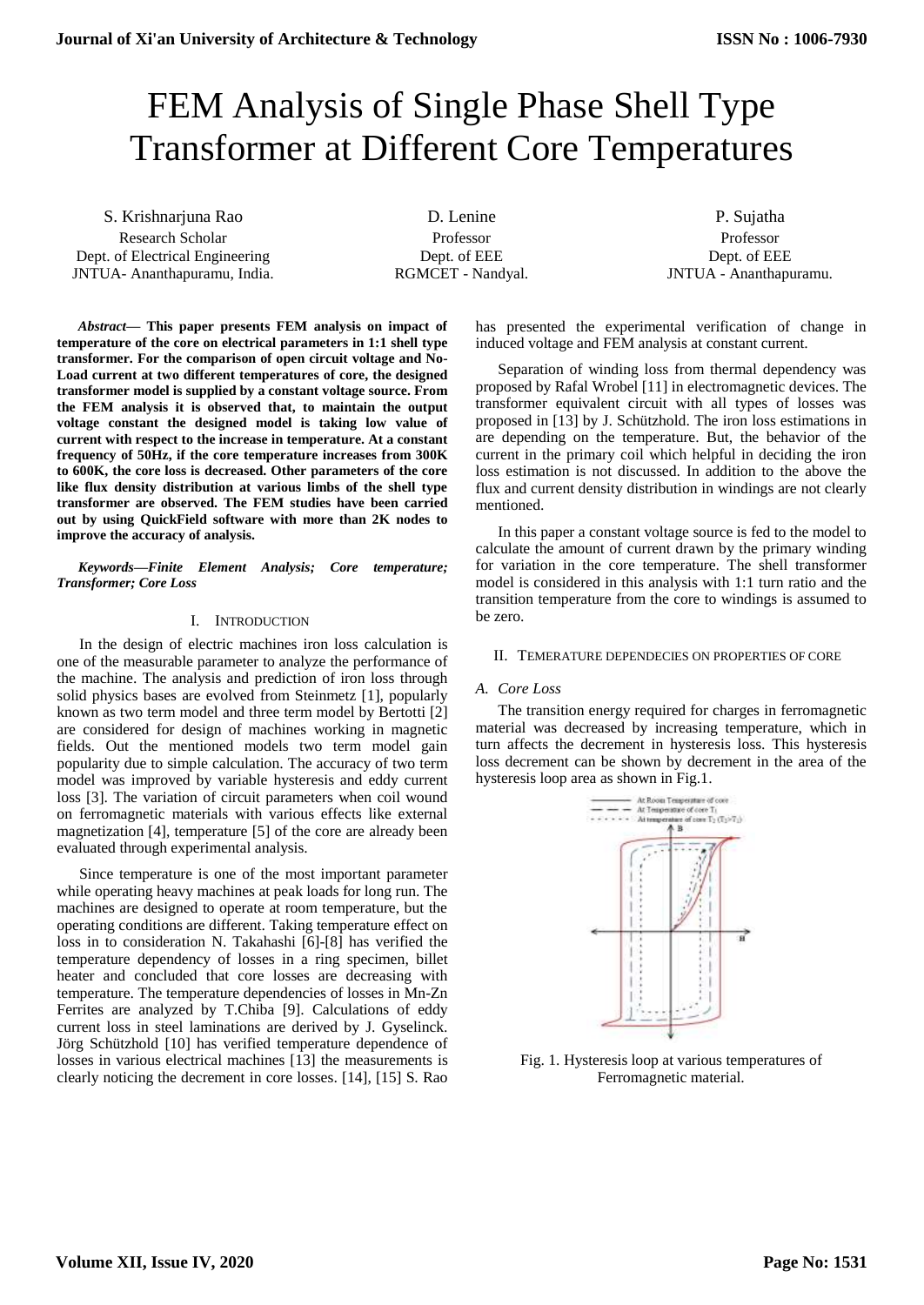# FEM Analysis of Single Phase Shell Type Transformer at Different Core Temperatures

S. Krishnarjuna Rao
Research Scholar
Dept. of Electrical Engineering
JNTUA- Ananthapuramu, India.

D. Lenine
Professor
Dept. of EEE
RGMCET - Nandyal.

P. Sujatha
Professor
Dept. of EEE
JNTUA - Ananthapuramu.

***Abstract*— This paper presents FEM analysis on impact of temperature of the core on electrical parameters in 1:1 shell type transformer. For the comparison of open circuit voltage and No-Load current at two different temperatures of core, the designed transformer model is supplied by a constant voltage source. From the FEM analysis it is observed that, to maintain the output voltage constant the designed model is taking low value of current with respect to the increase in temperature. At a constant frequency of 50Hz, if the core temperature increases from 300K to 600K, the core loss is decreased. Other parameters of the core like flux density distribution at various limbs of the shell type transformer are observed. The FEM studies have been carried out by using QuickField software with more than 2K nodes to improve the accuracy of analysis.**

***Keywords—Finite Element Analysis; Core temperature; Transformer; Core Loss***

## I. Introduction

In the design of electric machines iron loss calculation is one of the measurable parameter to analyze the performance of the machine. The analysis and prediction of iron loss through solid physics bases are evolved from Steinmetz [1], popularly known as two term model and three term model by Bertotti [2] are considered for design of machines working in magnetic fields. Out the mentioned models two term model gain popularity due to simple calculation. The accuracy of two term model was improved by variable hysteresis and eddy current loss [3]. The variation of circuit parameters when coil wound on ferromagnetic materials with various effects like external magnetization [4], temperature [5] of the core are already been evaluated through experimental analysis.

Since temperature is one of the most important parameter while operating heavy machines at peak loads for long run. The machines are designed to operate at room temperature, but the operating conditions are different. Taking temperature effect on loss in to consideration N. Takahashi [6]-[8] has verified the temperature dependency of losses in a ring specimen, billet heater and concluded that core losses are decreasing with temperature. The temperature dependencies of losses in Mn-Zn Ferrites are analyzed by T.Chiba [9]. Calculations of eddy current loss in steel laminations are derived by J. Gyselinck. Jörg Schützhold [10] has verified temperature dependence of losses in various electrical machines [13] the measurements is clearly noticing the decrement in core losses. [14], [15] S. Rao has presented the experimental verification of change in induced voltage and FEM analysis at constant current.

Separation of winding loss from thermal dependency was proposed by Rafal Wrobel [11] in electromagnetic devices. The transformer equivalent circuit with all types of losses was proposed in [13] by J. Schützhold. The iron loss estimations in are depending on the temperature. But, the behavior of the current in the primary coil which helpful in deciding the iron loss estimation is not discussed. In addition to the above the flux and current density distribution in windings are not clearly mentioned.

In this paper a constant voltage source is fed to the model to calculate the amount of current drawn by the primary winding for variation in the core temperature. The shell transformer model is considered in this analysis with 1:1 turn ratio and the transition temperature from the core to windings is assumed to be zero.

## II. Temerature Dependecies on Properties of Core

### *A. Core Loss*

The transition energy required for charges in ferromagnetic material was decreased by increasing temperature, which in turn affects the decrement in hysteresis loss. This hysteresis loss decrement can be shown by decrement in the area of the hysteresis loop area as shown in Fig.1.

Fig. 1. Hysteresis loop at various temperatures of Ferromagnetic material.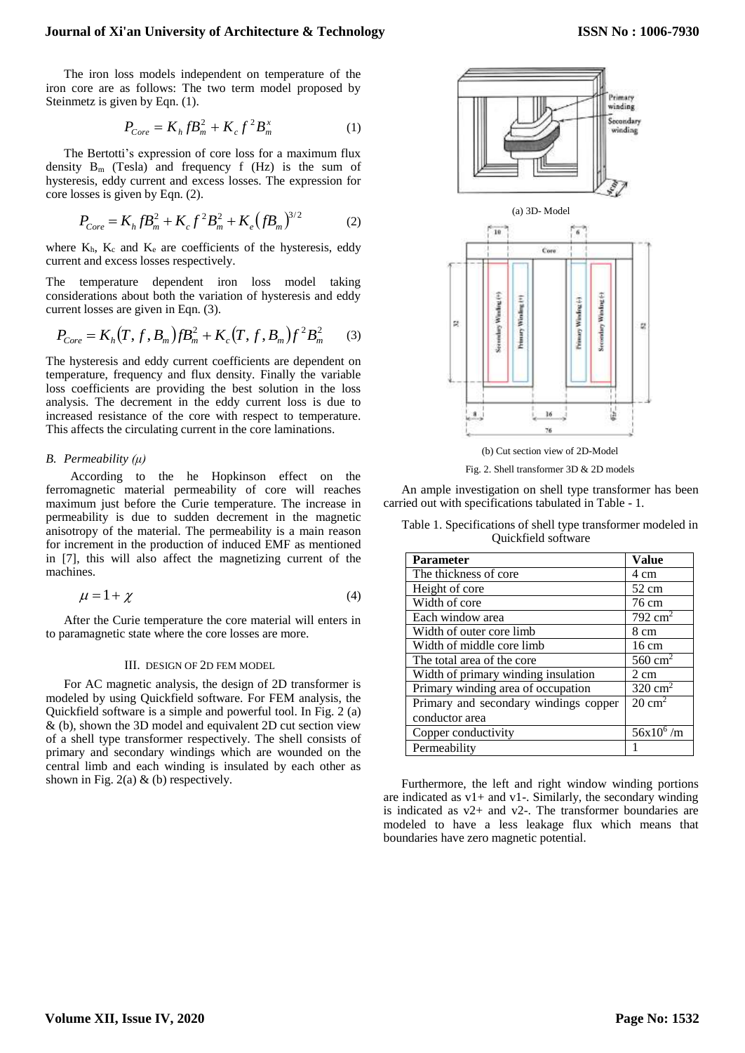The iron loss models independent on temperature of the iron core are as follows: The two term model proposed by Steinmetz is given by Eqn. (1).

$$P_{Core} = K_h f B_m^2 + K_c f^2 B_m^x \tag{1}$$

The Bertotti's expression of core loss for a maximum flux density $B_m$ (Tesla) and frequency f (Hz) is the sum of hysteresis, eddy current and excess losses. The expression for core losses is given by Eqn. (2).

$$P_{Core} = K_h f B_m^2 + K_c f^2 B_m^2 + K_e \left( f B_m \right)^{3/2} \tag{2}$$

where $K_h$, $K_c$ and $K_e$ are coefficients of the hysteresis, eddy current and excess losses respectively.

The temperature dependent iron loss model taking considerations about both the variation of hysteresis and eddy current losses are given in Eqn. (3).

$$P_{Core} = K_h(T, f, B_m) f B_m^2 + K_c(T, f, B_m) f^2 B_m^2 \tag{3}$$

The hysteresis and eddy current coefficients are dependent on temperature, frequency and flux density. Finally the variable loss coefficients are providing the best solution in the loss analysis. The decrement in the eddy current loss is due to increased resistance of the core with respect to temperature. This affects the circulating current in the core laminations.

### *B. Permeability (μ)*

According to the he Hopkinson effect on the ferromagnetic material permeability of core will reaches maximum just before the Curie temperature. The increase in permeability is due to sudden decrement in the magnetic anisotropy of the material. The permeability is a main reason for increment in the production of induced EMF as mentioned in [7], this will also affect the magnetizing current of the machines.

$$\mu = 1 + \chi \tag{4}$$

After the Curie temperature the core material will enters in to paramagnetic state where the core losses are more.

## III. DESIGN OF 2D FEM MODEL

For AC magnetic analysis, the design of 2D transformer is modeled by using Quickfield software. For FEM analysis, the Quickfield software is a simple and powerful tool. In Fig. 2 (a) & (b), shown the 3D model and equivalent 2D cut section view of a shell type transformer respectively. The shell consists of primary and secondary windings which are wounded on the central limb and each winding is insulated by each other as shown in Fig. 2(a) & (b) respectively.

(a) 3D- Model

(b) Cut section view of 2D-Model

Fig. 2. Shell transformer 3D & 2D models

An ample investigation on shell type transformer has been carried out with specifications tabulated in Table - 1.

Table 1. Specifications of shell type transformer modeled in Quickfield software

| Parameter | Value |
|---|---|
| The thickness of core | 4 cm |
| Height of core | 52 cm |
| Width of core | 76 cm |
| Each window area | 792 $cm^2$ |
| Width of outer core limb | 8 cm |
| Width of middle core limb | 16 cm |
| The total area of the core | 560 $cm^2$ |
| Width of primary winding insulation | 2 cm |
| Primary winding area of occupation | 320 $cm^2$ |
| Primary and secondary windings copper conductor area | 20 $cm^2$ |
| Copper conductivity | $56 \times 10^6$ /m |
| Permeability | 1 |

Furthermore, the left and right window winding portions are indicated as v1+ and v1-. Similarly, the secondary winding is indicated as v2+ and v2-. The transformer boundaries are modeled to have a less leakage flux which means that boundaries have zero magnetic potential.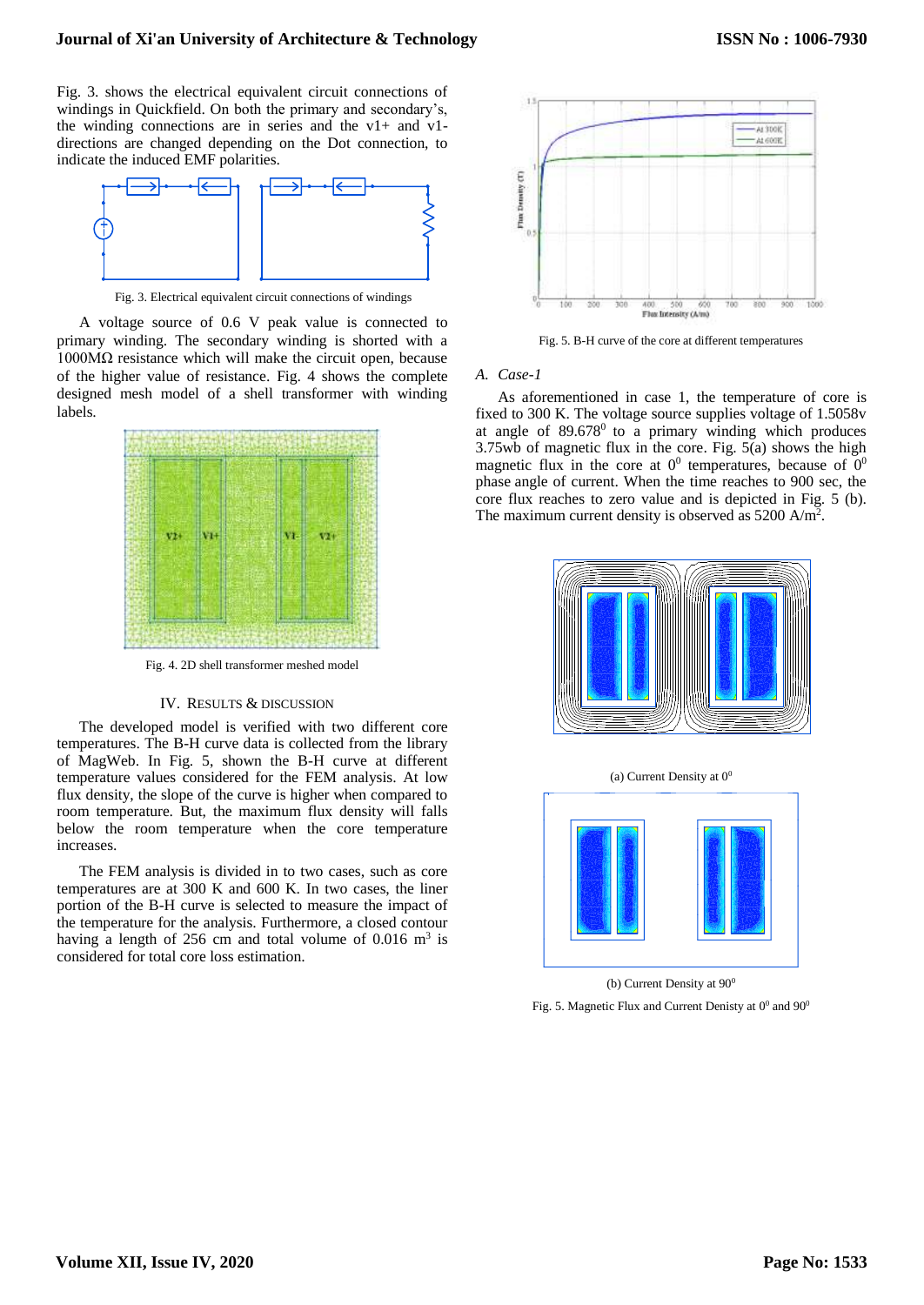Fig. 3. shows the electrical equivalent circuit connections of windings in Quickfield. On both the primary and secondary's, the winding connections are in series and the v1+ and v1- directions are changed depending on the Dot connection, to indicate the induced EMF polarities.

Fig. 3. Electrical equivalent circuit connections of windings

A voltage source of 0.6 V peak value is connected to primary winding. The secondary winding is shorted with a 1000MΩ resistance which will make the circuit open, because of the higher value of resistance. Fig. 4 shows the complete designed mesh model of a shell transformer with winding labels.

Fig. 4. 2D shell transformer meshed model

## IV. Results & Discussion

The developed model is verified with two different core temperatures. The B-H curve data is collected from the library of MagWeb. In Fig. 5, shown the B-H curve at different temperature values considered for the FEM analysis. At low flux density, the slope of the curve is higher when compared to room temperature. But, the maximum flux density will falls below the room temperature when the core temperature increases.

The FEM analysis is divided in to two cases, such as core temperatures are at 300 K and 600 K. In two cases, the liner portion of the B-H curve is selected to measure the impact of the temperature for the analysis. Furthermore, a closed contour having a length of 256 cm and total volume of 0.016 $m^3$ is considered for total core loss estimation.

Fig. 5. B-H curve of the core at different temperatures

### *A. Case-1*

As aforementioned in case 1, the temperature of core is fixed to 300 K. The voltage source supplies voltage of 1.5058v at an angle of $89.678^0$ to a primary winding which produces 3.75wb of magnetic flux in the core. Fig. 5(a) shows the high magnetic flux in the core at $0^0$ temperatures, because of $0^0$ phase angle of current. When the time reaches to 900 sec, the core flux reaches to zero value and is depicted in Fig. 5 (b). The maximum current density is observed as 5200 A/$m^2$.

(a) Current Density at $0^0$

(b) Current Density at $90^0$

Fig. 5. Magnetic Flux and Current Denisty at $0^0$ and $90^0$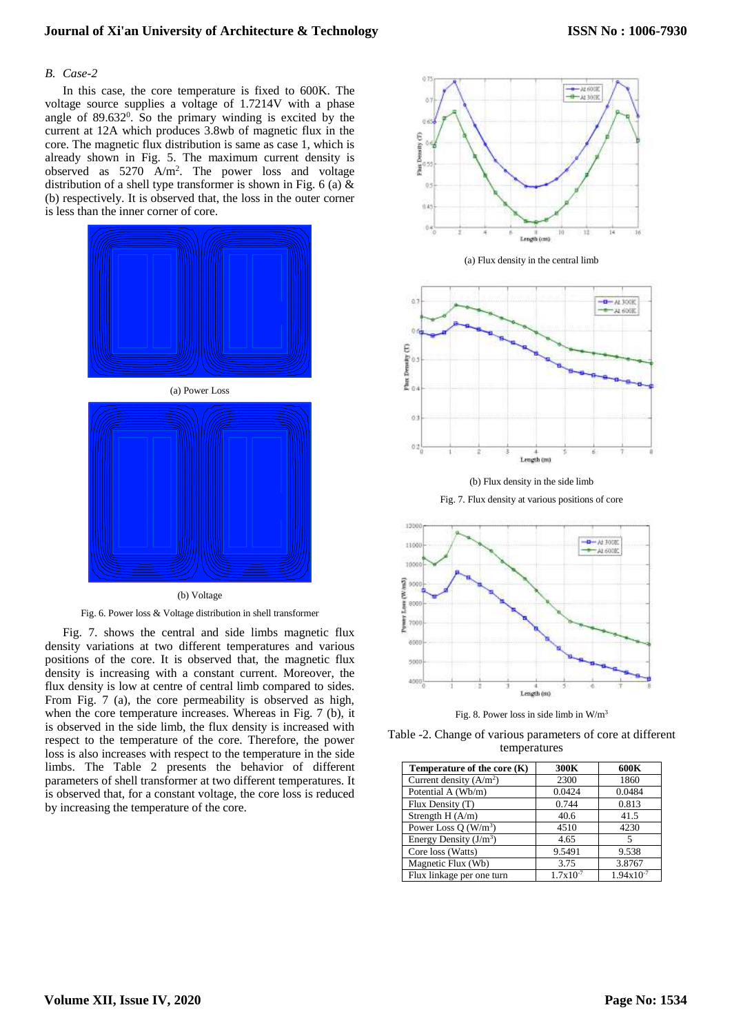*B. Case-2*

In this case, the core temperature is fixed to 600K. The voltage source supplies a voltage of 1.7214V with a phase angle of $89.632^0$. So the primary winding is excited by the current at 12A which produces 3.8wb of magnetic flux in the core. The magnetic flux distribution is same as case 1, which is already shown in Fig. 5. The maximum current density is observed as 5270 $A/m^2$. The power loss and voltage distribution of a shell type transformer is shown in Fig. 6 (a) & (b) respectively. It is observed that, the loss in the outer corner is less than the inner corner of core.

(a) Power Loss

(b) Voltage

Fig. 6. Power loss & Voltage distribution in shell transformer

Fig. 7. shows the central and side limbs magnetic flux density variations at two different temperatures and various positions of the core. It is observed that, the magnetic flux density is increasing with a constant current. Moreover, the flux density is low at centre of central limb compared to sides. From Fig. 7 (a), the core permeability is observed as high, when the core temperature increases. Whereas in Fig. 7 (b), it is observed in the side limb, the flux density is increased with respect to the temperature of the core. Therefore, the power loss is also increases with respect to the temperature in the side limbs. The Table 2 presents the behavior of different parameters of shell transformer at two different temperatures. It is observed that, for a constant voltage, the core loss is reduced by increasing the temperature of the core.

(a) Flux density in the central limb

(b) Flux density in the side limb

Fig. 7. Flux density at various positions of core

Fig. 8. Power loss in side limb in $W/m^3$

Table -2. Change of various parameters of core at different temperatures

| Temperature of the core (K) | 300K | 600K |
|---|---|---|
| Current density ($A/m^2$) | 2300 | 1860 |
| Potential A (Wb/m) | 0.0424 | 0.0484 |
| Flux Density (T) | 0.744 | 0.813 |
| Strength H (A/m) | 40.6 | 41.5 |
| Power Loss Q ($W/m^3$) | 4510 | 4230 |
| Energy Density ($J/m^3$) | 4.65 | 5 |
| Core loss (Watts) | 9.5491 | 9.538 |
| Magnetic Flux (Wb) | 3.75 | 3.8767 |
| Flux linkage per one turn | $1.7x10^{-7}$ | $1.94x10^{-7}$ |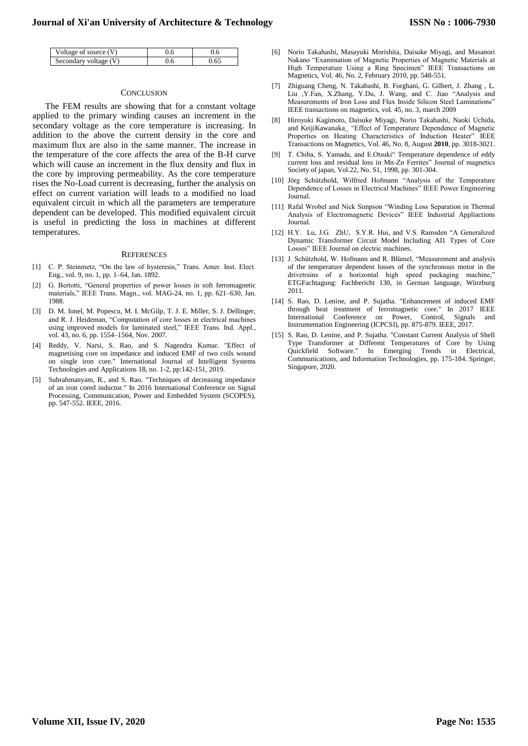| | | |
|---|---|---|
| Voltage of source (V) | 0.6 | 0.6 |
| Secondary voltage (V) | 0.6 | 0.65 |

## CONCLUSION

The FEM results are showing that for a constant voltage applied to the primary winding causes an increment in the secondary voltage as the core temperature is increasing. In addition to the above the current density in the core and maximum flux are also in the same manner. The increase in the temperature of the core affects the area of the B-H curve which will cause an increment in the flux density and flux in the core by improving permeability. As the core temperature rises the No-Load current is decreasing, further the analysis on effect on current variation will leads to a modified no load equivalent circuit in which all the parameters are temperature dependent can be developed. This modified equivalent circuit is useful in predicting the loss in machines at different temperatures.

## REFERENCES

[1] C. P. Steinmetz, "On the law of hysteresis," Trans. Amer. Inst. Elect. Eng., vol. 9, no. 1, pp. 1–64, Jan. 1892.

[2] G. Bertotti, "General properties of power losses in soft ferromagnetic materials," IEEE Trans. Magn., vol. MAG-24, no. 1, pp. 621–630, Jan. 1988.

[3] D. M. Ionel, M. Popescu, M. I. McGilp, T. J. E. Miller, S. J. Dellinger, and R. J. Heideman, "Computation of core losses in electrical machines using improved models for laminated steel," IEEE Trans. Ind. Appl., vol. 43, no. 6, pp. 1554–1564, Nov. 2007.

[4] Reddy, V. Narsi, S. Rao, and S. Nagendra Kumar. "Effect of magnetising core on impedance and induced EMF of two coils wound on single iron core." International Journal of Intelligent Systems Technologies and Applications 18, no. 1-2, pp:142-151, 2019.

[5] Subrahmanyam, R., and S. Rao. "Techniques of decreasing impedance of an iron cored inductor." In 2016 International Conference on Signal Processing, Communication, Power and Embedded System (SCOPES), pp. 547-552. IEEE, 2016.

[6] Norio Takahashi, Masayuki Morishita, Daisuke Miyagi, and Masanori Nakano "Examination of Magnetic Properties of Magnetic Materials at High Temperature Using a Ring Specimen" IEEE Transactions on Magnetics, Vol. 46, No. 2, February 2010, pp. 548-551.

[7] Zhiguang Cheng, N. Takahashi, B. Forghani, G. Gilbert, J. Zhang , L. Liu ,Y.Fan, X.Zhang, Y.Du, J. Wang, and C. Jiao "Analysis and Measurements of Iron Loss and Flux Inside Silicon Steel Laminations" IEEE transactions on magnetics, vol. 45, no. 3, march 2009

[8] Hiroyuki Kagimoto, Daisuke Miyagi, Norio Takahashi, Naoki Uchida, and KeijiKawanaka_ "Effect of Temperature Dependence of Magnetic Properties on Heating Characteristics of Induction Heater" IEEE Transactions on Magnetics, Vol. 46, No. 8, August **2010**, pp. 3018-3021.

[9] T. Chiba, S. Yamada, and E.Otsuki" Temperature dependence of eddy current loss and residual loss in Mn-Zn Ferrites" Journal of magnetics Society of japan, Vol.22, No. S1, 1998, pp. 301-304.

[10] Jörg Schützhold, Wilfried Hofmann "Analysis of the Temperature Dependence of Losses in Electrical Machines" IEEE Power Engineering Journal.

[11] Rafal Wrobel and Nick Simpson "Winding Loss Separation in Thermal Analysis of Electromagnetic Devices" IEEE Industrial Appliactions Journal.

[12] H.Y. Lu, J.G. ZhU, S.Y.R. Hui, and V.S. Ramsden "A Generalized Dynamic Transformer Circuit Model Including AI1 Types of Core Losses" IEEE Journal on electric machines.

[13] J. Schützhold, W. Hofmann and R. Blümel, "Measurement and analysis of the temperature dependent losses of the synchronous motor in the drivetrains of a horizontal high speed packaging machine," ETGFachtagung: Fachbericht 130, in German language, Würzburg 2011.

[14] S. Rao, D. Lenine, and P. Sujatha. "Enhancement of induced EMF through heat treatment of ferromagnetic core." In 2017 IEEE International Conference on Power, Control, Signals and Instrumentation Engineering (ICPCSI), pp. 875-879. IEEE, 2017.

[15] S. Rao, D. Lenine, and P. Sujatha. "Constant Current Analysis of Shell Type Transformer at Different Temperatures of Core by Using Quickfield Software." In Emerging Trends in Electrical, Communications, and Information Technologies, pp. 175-184. Springer, Singapore, 2020.